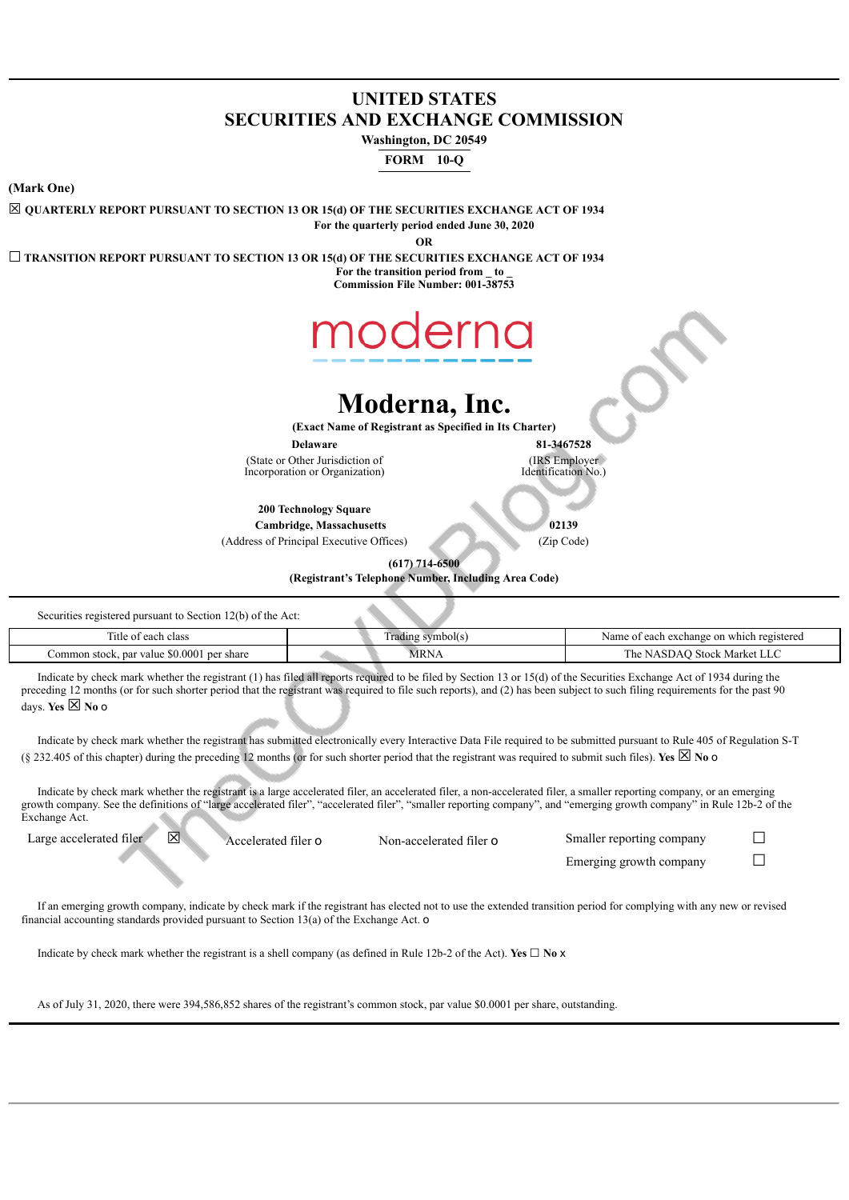# UNITED STATES
# SECURITIES AND EXCHANGE COMMISSION

**Washington, DC 20549**

**FORM 10-Q**

**(Mark One)**

☒ **QUARTERLY REPORT PURSUANT TO SECTION 13 OR 15(d) OF THE SECURITIES EXCHANGE ACT OF 1934**

**For the quarterly period ended June 30, 2020**

**OR**

☐ **TRANSITION REPORT PURSUANT TO SECTION 13 OR 15(d) OF THE SECURITIES EXCHANGE ACT OF 1934**

**For the transition period from _ to _**

**Commission File Number: 001-38753**

moderna

# Moderna, Inc.

**(Exact Name of Registrant as Specified in Its Charter)**

| **Delaware** | **81-3467528** |
|---|---|
| (State or Other Jurisdiction of Incorporation or Organization) | (IRS Employer Identification No.) |

| **200 Technology Square Cambridge, Massachusetts** | **02139** |
|---|---|
| (Address of Principal Executive Offices) | (Zip Code) |

**(617) 714-6500**

**(Registrant's Telephone Number, Including Area Code)**

Securities registered pursuant to Section 12(b) of the Act:

| Title of each class | Trading symbol(s) | Name of each exchange on which registered |
|---|---|---|
| Common stock, par value $0.0001 per share | MRNA | The NASDAQ Stock Market LLC |

Indicate by check mark whether the registrant (1) has filed all reports required to be filed by Section 13 or 15(d) of the Securities Exchange Act of 1934 during the preceding 12 months (or for such shorter period that the registrant was required to file such reports), and (2) has been subject to such filing requirements for the past 90 days. **Yes** ☒ **No** o

Indicate by check mark whether the registrant has submitted electronically every Interactive Data File required to be submitted pursuant to Rule 405 of Regulation S-T (§ 232.405 of this chapter) during the preceding 12 months (or for such shorter period that the registrant was required to submit such files). **Yes** ☒ **No** o

Indicate by check mark whether the registrant is a large accelerated filer, an accelerated filer, a non-accelerated filer, a smaller reporting company, or an emerging growth company. See the definitions of "large accelerated filer", "accelerated filer", "smaller reporting company", and "emerging growth company" in Rule 12b-2 of the Exchange Act.

| Large accelerated filer ☒ | Accelerated filer o | Non-accelerated filer o | Smaller reporting company ☐ |
|---|---|---|---|
| | | | Emerging growth company ☐ |

If an emerging growth company, indicate by check mark if the registrant has elected not to use the extended transition period for complying with any new or revised financial accounting standards provided pursuant to Section 13(a) of the Exchange Act. o

Indicate by check mark whether the registrant is a shell company (as defined in Rule 12b-2 of the Act). **Yes** ☐ **No** x

As of July 31, 2020, there were 394,586,852 shares of the registrant's common stock, par value $0.0001 per share, outstanding.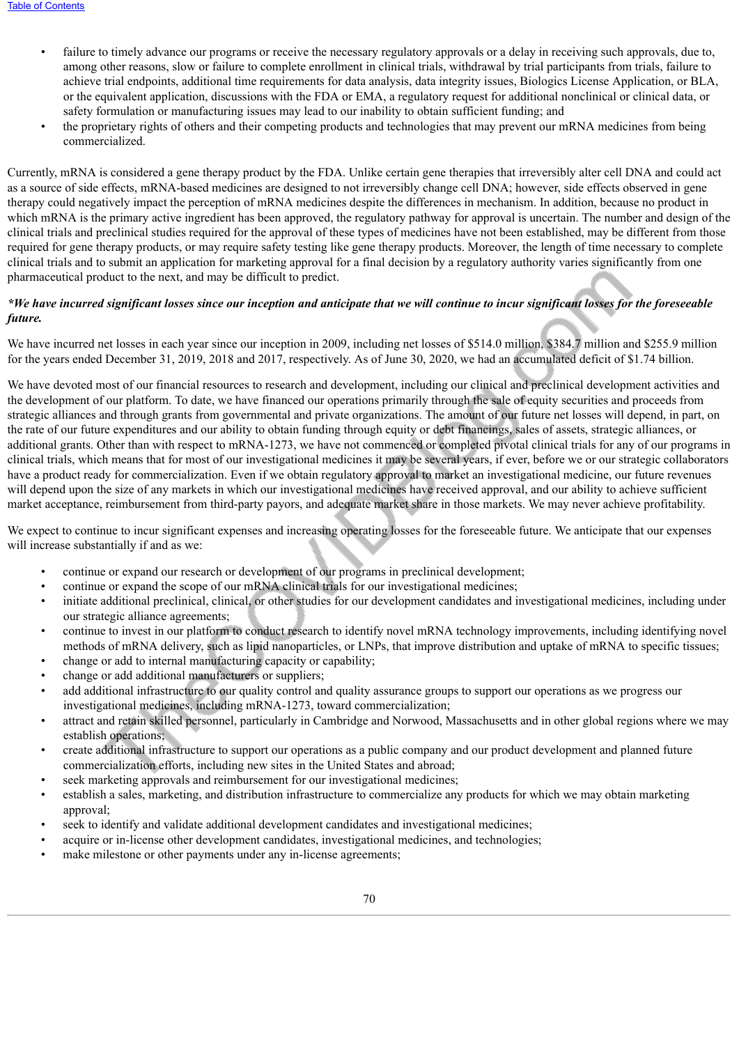- failure to timely advance our programs or receive the necessary regulatory approvals or a delay in receiving such approvals, due to, among other reasons, slow or failure to complete enrollment in clinical trials, withdrawal by trial participants from trials, failure to achieve trial endpoints, additional time requirements for data analysis, data integrity issues, Biologics License Application, or BLA, or the equivalent application, discussions with the FDA or EMA, a regulatory request for additional nonclinical or clinical data, or safety formulation or manufacturing issues may lead to our inability to obtain sufficient funding; and
- the proprietary rights of others and their competing products and technologies that may prevent our mRNA medicines from being commercialized.

Currently, mRNA is considered a gene therapy product by the FDA. Unlike certain gene therapies that irreversibly alter cell DNA and could act as a source of side effects, mRNA-based medicines are designed to not irreversibly change cell DNA; however, side effects observed in gene therapy could negatively impact the perception of mRNA medicines despite the differences in mechanism. In addition, because no product in which mRNA is the primary active ingredient has been approved, the regulatory pathway for approval is uncertain. The number and design of the clinical trials and preclinical studies required for the approval of these types of medicines have not been established, may be different from those required for gene therapy products, or may require safety testing like gene therapy products. Moreover, the length of time necessary to complete clinical trials and to submit an application for marketing approval for a final decision by a regulatory authority varies significantly from one pharmaceutical product to the next, and may be difficult to predict.

***We have incurred significant losses since our inception and anticipate that we will continue to incur significant losses for the foreseeable future.***

We have incurred net losses in each year since our inception in 2009, including net losses of $514.0 million, $384.7 million and $255.9 million for the years ended December 31, 2019, 2018 and 2017, respectively. As of June 30, 2020, we had an accumulated deficit of $1.74 billion.

We have devoted most of our financial resources to research and development, including our clinical and preclinical development activities and the development of our platform. To date, we have financed our operations primarily through the sale of equity securities and proceeds from strategic alliances and through grants from governmental and private organizations. The amount of our future net losses will depend, in part, on the rate of our future expenditures and our ability to obtain funding through equity or debt financings, sales of assets, strategic alliances, or additional grants. Other than with respect to mRNA-1273, we have not commenced or completed pivotal clinical trials for any of our programs in clinical trials, which means that for most of our investigational medicines it may be several years, if ever, before we or our strategic collaborators have a product ready for commercialization. Even if we obtain regulatory approval to market an investigational medicine, our future revenues will depend upon the size of any markets in which our investigational medicines have received approval, and our ability to achieve sufficient market acceptance, reimbursement from third-party payors, and adequate market share in those markets. We may never achieve profitability.

We expect to continue to incur significant expenses and increasing operating losses for the foreseeable future. We anticipate that our expenses will increase substantially if and as we:

- continue or expand our research or development of our programs in preclinical development;
- continue or expand the scope of our mRNA clinical trials for our investigational medicines;
- initiate additional preclinical, clinical, or other studies for our development candidates and investigational medicines, including under our strategic alliance agreements;
- continue to invest in our platform to conduct research to identify novel mRNA technology improvements, including identifying novel methods of mRNA delivery, such as lipid nanoparticles, or LNPs, that improve distribution and uptake of mRNA to specific tissues;
- change or add to internal manufacturing capacity or capability;
- change or add additional manufacturers or suppliers;
- add additional infrastructure to our quality control and quality assurance groups to support our operations as we progress our investigational medicines, including mRNA-1273, toward commercialization;
- attract and retain skilled personnel, particularly in Cambridge and Norwood, Massachusetts and in other global regions where we may establish operations;
- create additional infrastructure to support our operations as a public company and our product development and planned future commercialization efforts, including new sites in the United States and abroad;
- seek marketing approvals and reimbursement for our investigational medicines;
- establish a sales, marketing, and distribution infrastructure to commercialize any products for which we may obtain marketing approval;
- seek to identify and validate additional development candidates and investigational medicines;
- acquire or in-license other development candidates, investigational medicines, and technologies;
- make milestone or other payments under any in-license agreements;